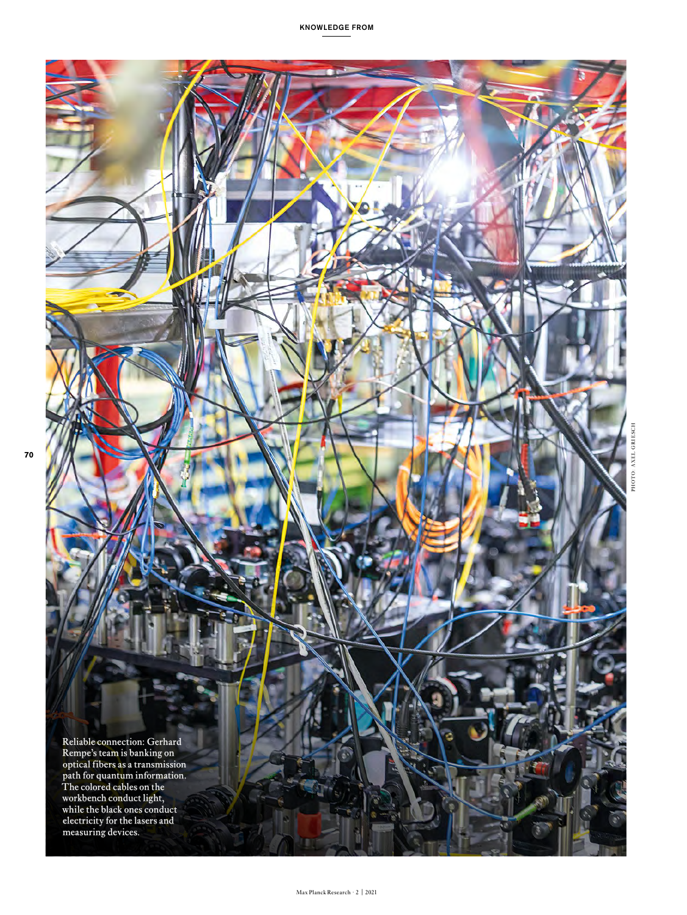Reliable connection: Gerhard Rempe's team is banking on optical fibers as a transmission path for quantum information. The colored cables on the workbench conduct light, while the black ones conduct electricity for the lasers and measuring devices.

PHOTO: AXEL GRIESCH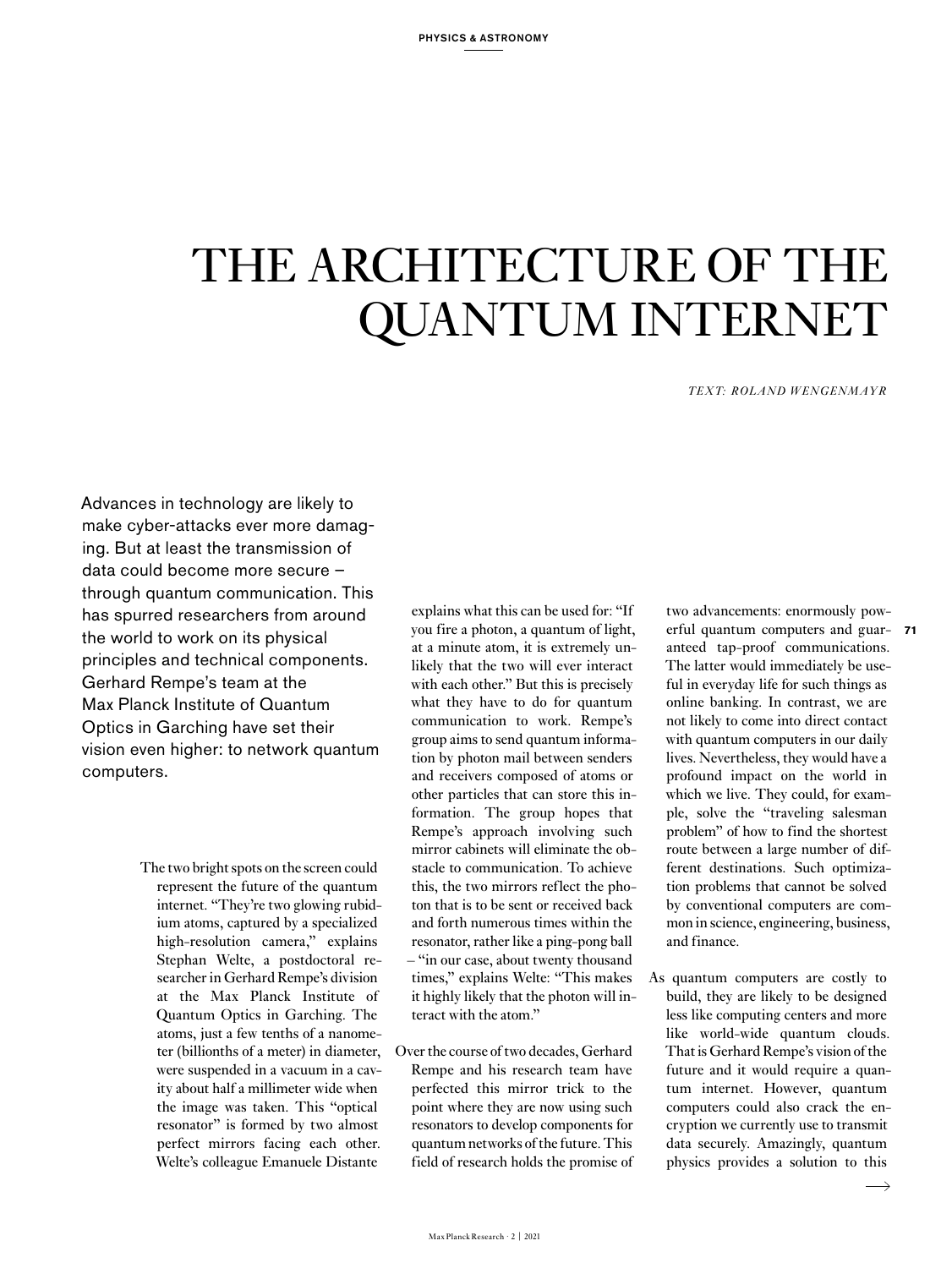// PHYSICS & ASTRONOMY

# THE ARCHITECTURE OF THE QUANTUM INTERNET

*TEXT: ROLAND WENGENMAYR*

Advances in technology are likely to make cyber-attacks ever more damaging. But at least the transmission of data could become more secure – through quantum communication. This has spurred researchers from around the world to work on its physical principles and technical components. Gerhard Rempe's team at the Max Planck Institute of Quantum Optics in Garching have set their vision even higher: to network quantum computers.

The two bright spots on the screen could represent the future of the quantum internet. "They're two glowing rubidium atoms, captured by a specialized high-resolution camera," explains Stephan Welte, a postdoctoral researcher in Gerhard Rempe's division at the Max Planck Institute of Quantum Optics in Garching. The atoms, just a few tenths of a nanometer (billionths of a meter) in diameter, were suspended in a vacuum in a cavity about half a millimeter wide when the image was taken. This "optical resonator" is formed by two almost perfect mirrors facing each other. Welte's colleague Emanuele Distante explains what this can be used for: "If you fire a photon, a quantum of light, at a minute atom, it is extremely unlikely that the two will ever interact with each other." But this is precisely what they have to do for quantum communication to work. Rempe's group aims to send quantum information by photon mail between senders and receivers composed of atoms or other particles that can store this information. The group hopes that Rempe's approach involving such mirror cabinets will eliminate the obstacle to communication. To achieve this, the two mirrors reflect the photon that is to be sent or received back and forth numerous times within the resonator, rather like a ping-pong ball – "in our case, about twenty thousand times," explains Welte: "This makes it highly likely that the photon will interact with the atom."

Over the course of two decades, Gerhard Rempe and his research team have perfected this mirror trick to the point where they are now using such resonators to develop components for quantum networks of the future. This field of research holds the promise of two advancements: enormously powerful quantum computers and guaranteed tap-proof communications. The latter would immediately be useful in everyday life for such things as online banking. In contrast, we are not likely to come into direct contact with quantum computers in our daily lives. Nevertheless, they would have a profound impact on the world in which we live. They could, for example, solve the "traveling salesman problem" of how to find the shortest route between a large number of different destinations. Such optimization problems that cannot be solved by conventional computers are common in science, engineering, business, and finance.

As quantum computers are costly to build, they are likely to be designed less like computing centers and more like world-wide quantum clouds. That is Gerhard Rempe's vision of the future and it would require a quantum internet. However, quantum computers could also crack the encryption we currently use to transmit data securely. Amazingly, quantum physics provides a solution to this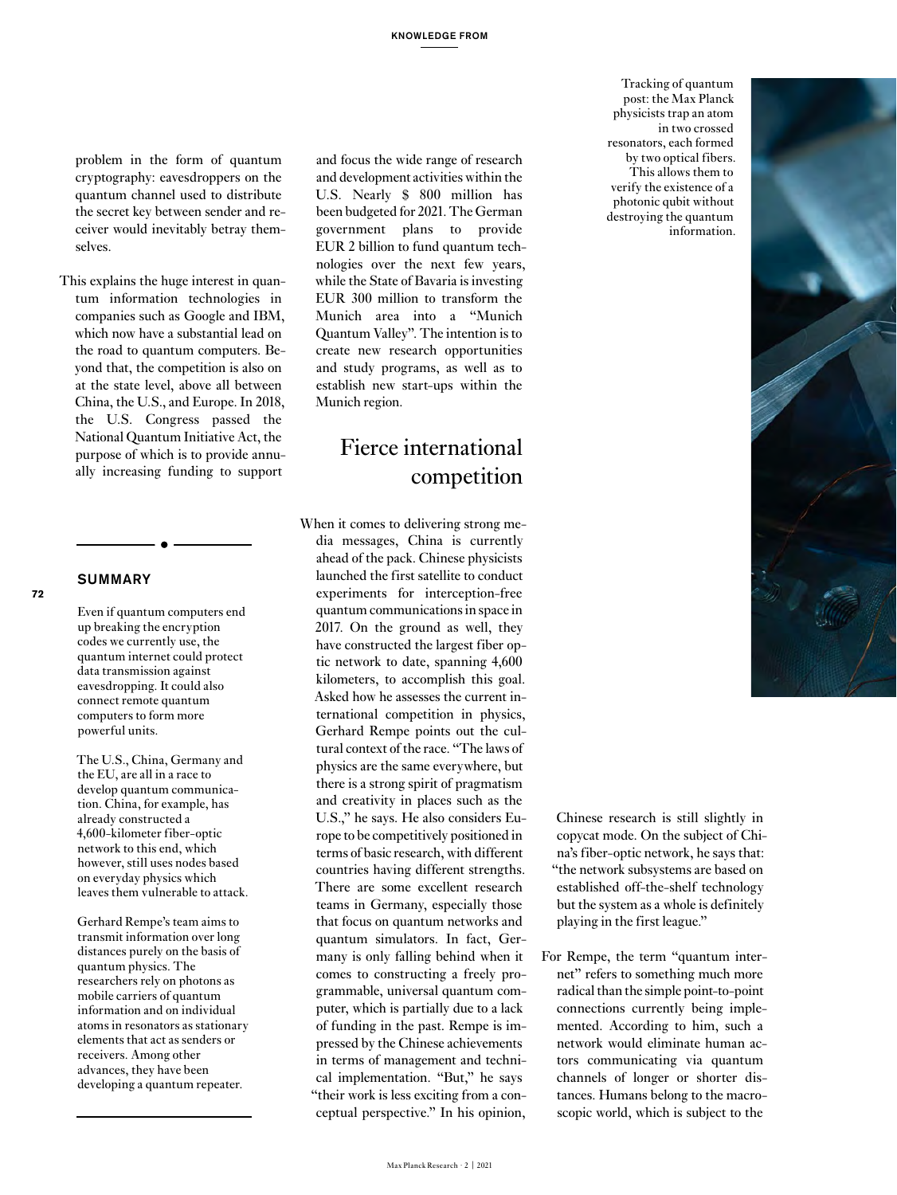problem in the form of quantum cryptography: eavesdroppers on the quantum channel used to distribute the secret key between sender and receiver would inevitably betray themselves.

This explains the huge interest in quantum information technologies in companies such as Google and IBM, which now have a substantial lead on the road to quantum computers. Beyond that, the competition is also on at the state level, above all between China, the U.S., and Europe. In 2018, the U.S. Congress passed the National Quantum Initiative Act, the purpose of which is to provide annually increasing funding to support and focus the wide range of research and development activities within the U.S. Nearly $ 800 million has been budgeted for 2021. The German government plans to provide EUR 2 billion to fund quantum technologies over the next few years, while the State of Bavaria is investing EUR 300 million to transform the Munich area into a "Munich Quantum Valley". The intention is to create new research opportunities and study programs, as well as to establish new start-ups within the Munich region.

## Fierce international competition

When it comes to delivering strong media messages, China is currently ahead of the pack. Chinese physicists launched the first satellite to conduct experiments for interception-free quantum communications in space in 2017. On the ground as well, they have constructed the largest fiber optic network to date, spanning 4,600 kilometers, to accomplish this goal. Asked how he assesses the current international competition in physics, Gerhard Rempe points out the cultural context of the race. "The laws of physics are the same everywhere, but there is a strong spirit of pragmatism and creativity in places such as the U.S.," he says. He also considers Europe to be competitively positioned in terms of basic research, with different countries having different strengths. There are some excellent research teams in Germany, especially those that focus on quantum networks and quantum simulators. In fact, Germany is only falling behind when it comes to constructing a freely programmable, universal quantum computer, which is partially due to a lack of funding in the past. Rempe is impressed by the Chinese achievements in terms of management and technical implementation. "But," he says "their work is less exciting from a conceptual perspective." In his opinion, Chinese research is still slightly in copycat mode. On the subject of China's fiber-optic network, he says that: "the network subsystems are based on established off-the-shelf technology but the system as a whole is definitely playing in the first league."

For Rempe, the term "quantum internet" refers to something much more radical than the simple point-to-point connections currently being implemented. According to him, such a network would eliminate human actors communicating via quantum channels of longer or shorter distances. Humans belong to the macroscopic world, which is subject to the

### SUMMARY

Even if quantum computers end up breaking the encryption codes we currently use, the quantum internet could protect data transmission against eavesdropping. It could also connect remote quantum computers to form more powerful units.

The U.S., China, Germany and the EU, are all in a race to develop quantum communication. China, for example, has already constructed a 4,600-kilometer fiber-optic network to this end, which however, still uses nodes based on everyday physics which leaves them vulnerable to attack.

Gerhard Rempe's team aims to transmit information over long distances purely on the basis of quantum physics. The researchers rely on photons as mobile carriers of quantum information and on individual atoms in resonators as stationary elements that act as senders or receivers. Among other advances, they have been developing a quantum repeater.

Tracking of quantum post: the Max Planck physicists trap an atom in two crossed resonators, each formed by two optical fibers. This allows them to verify the existence of a photonic qubit without destroying the quantum information.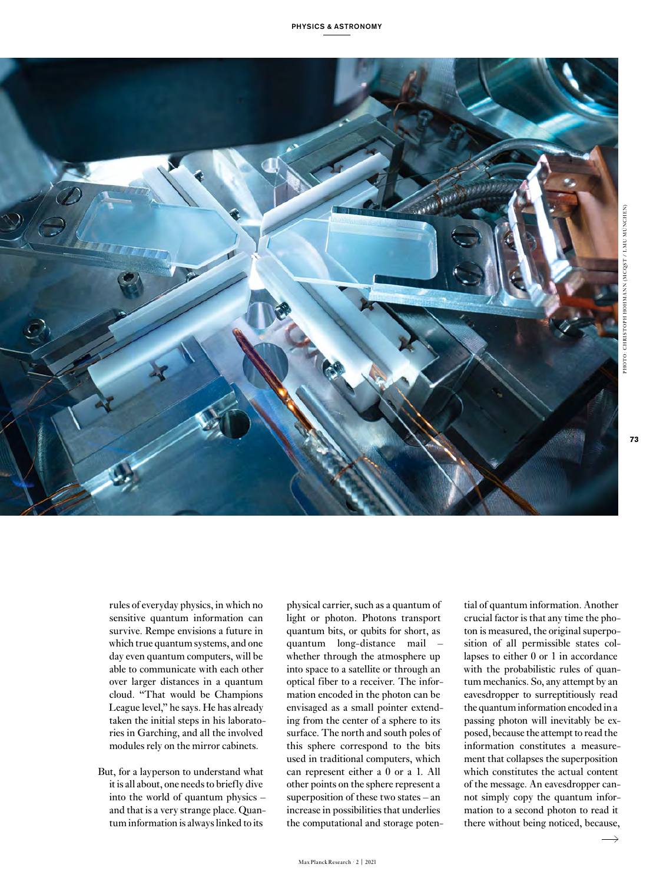rules of everyday physics, in which no sensitive quantum information can survive. Rempe envisions a future in which true quantum systems, and one day even quantum computers, will be able to communicate with each other over larger distances in a quantum cloud. "That would be Champions League level," he says. He has already taken the initial steps in his laboratories in Garching, and all the involved modules rely on the mirror cabinets.

But, for a layperson to understand what it is all about, one needs to briefly dive into the world of quantum physics – and that is a very strange place. Quantum information is always linked to its physical carrier, such as a quantum of light or photon. Photons transport quantum bits, or qubits for short, as quantum long-distance mail – whether through the atmosphere up into space to a satellite or through an optical fiber to a receiver. The information encoded in the photon can be envisaged as a small pointer extending from the center of a sphere to its surface. The north and south poles of this sphere correspond to the bits used in traditional computers, which can represent either a 0 or a 1. All other points on the sphere represent a superposition of these two states – an increase in possibilities that underlies the computational and storage potential of quantum information. Another crucial factor is that any time the photon is measured, the original superposition of all permissible states collapses to either 0 or 1 in accordance with the probabilistic rules of quantum mechanics. So, any attempt by an eavesdropper to surreptitiously read the quantum information encoded in a passing photon will inevitably be exposed, because the attempt to read the information constitutes a measurement that collapses the superposition which constitutes the actual content of the message. An eavesdropper cannot simply copy the quantum information to a second photon to read it there without being noticed, because,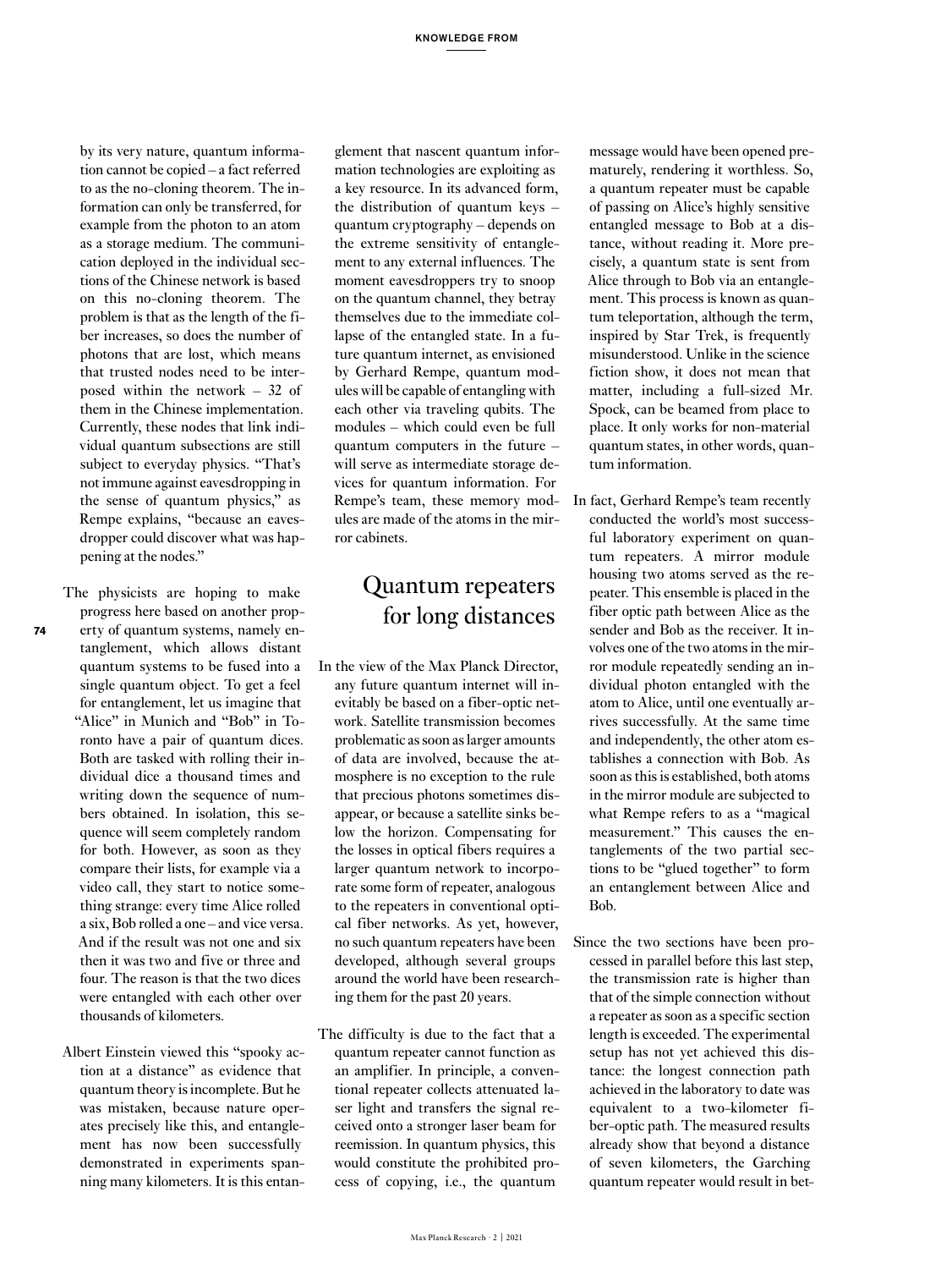by its very nature, quantum information cannot be copied – a fact referred to as the no-cloning theorem. The information can only be transferred, for example from the photon to an atom as a storage medium. The communication deployed in the individual sections of the Chinese network is based on this no-cloning theorem. The problem is that as the length of the fiber increases, so does the number of photons that are lost, which means that trusted nodes need to be interposed within the network – 32 of them in the Chinese implementation. Currently, these nodes that link individual quantum subsections are still subject to everyday physics. "That's not immune against eavesdropping in the sense of quantum physics," as Rempe explains, "because an eavesdropper could discover what was happening at the nodes."

The physicists are hoping to make progress here based on another property of quantum systems, namely entanglement, which allows distant quantum systems to be fused into a single quantum object. To get a feel for entanglement, let us imagine that "Alice" in Munich and "Bob" in Toronto have a pair of quantum dices. Both are tasked with rolling their individual dice a thousand times and writing down the sequence of numbers obtained. In isolation, this sequence will seem completely random for both. However, as soon as they compare their lists, for example via a video call, they start to notice something strange: every time Alice rolled a six, Bob rolled a one – and vice versa. And if the result was not one and six then it was two and five or three and four. The reason is that the two dices were entangled with each other over thousands of kilometers.

Albert Einstein viewed this "spooky action at a distance" as evidence that quantum theory is incomplete. But he was mistaken, because nature operates precisely like this, and entanglement has now been successfully demonstrated in experiments spanning many kilometers. It is this entanglement that nascent quantum information technologies are exploiting as a key resource. In its advanced form, the distribution of quantum keys – quantum cryptography – depends on the extreme sensitivity of entanglement to any external influences. The moment eavesdroppers try to snoop on the quantum channel, they betray themselves due to the immediate collapse of the entangled state. In a future quantum internet, as envisioned by Gerhard Rempe, quantum modules will be capable of entangling with each other via traveling qubits. The modules – which could even be full quantum computers in the future – will serve as intermediate storage devices for quantum information. For Rempe's team, these memory modules are made of the atoms in the mirror cabinets.

## Quantum repeaters for long distances

In the view of the Max Planck Director, any future quantum internet will inevitably be based on a fiber-optic network. Satellite transmission becomes problematic as soon as larger amounts of data are involved, because the atmosphere is no exception to the rule that precious photons sometimes disappear, or because a satellite sinks below the horizon. Compensating for the losses in optical fibers requires a larger quantum network to incorporate some form of repeater, analogous to the repeaters in conventional optical fiber networks. As yet, however, no such quantum repeaters have been developed, although several groups around the world have been researching them for the past 20 years.

The difficulty is due to the fact that a quantum repeater cannot function as an amplifier. In principle, a conventional repeater collects attenuated laser light and transfers the signal received onto a stronger laser beam for reemission. In quantum physics, this would constitute the prohibited process of copying, i.e., the quantum message would have been opened prematurely, rendering it worthless. So, a quantum repeater must be capable of passing on Alice's highly sensitive entangled message to Bob at a distance, without reading it. More precisely, a quantum state is sent from Alice through to Bob via an entanglement. This process is known as quantum teleportation, although the term, inspired by Star Trek, is frequently misunderstood. Unlike in the science fiction show, it does not mean that matter, including a full-sized Mr. Spock, can be beamed from place to place. It only works for non-material quantum states, in other words, quantum information.

In fact, Gerhard Rempe's team recently conducted the world's most successful laboratory experiment on quantum repeaters. A mirror module housing two atoms served as the repeater. This ensemble is placed in the fiber optic path between Alice as the sender and Bob as the receiver. It involves one of the two atoms in the mirror module repeatedly sending an individual photon entangled with the atom to Alice, until one eventually arrives successfully. At the same time and independently, the other atom establishes a connection with Bob. As soon as this is established, both atoms in the mirror module are subjected to what Rempe refers to as a "magical measurement." This causes the entanglements of the two partial sections to be "glued together" to form an entanglement between Alice and Bob.

Since the two sections have been processed in parallel before this last step, the transmission rate is higher than that of the simple connection without a repeater as soon as a specific section length is exceeded. The experimental setup has not yet achieved this distance: the longest connection path achieved in the laboratory to date was equivalent to a two-kilometer fiber-optic path. The measured results already show that beyond a distance of seven kilometers, the Garching quantum repeater would result in bet-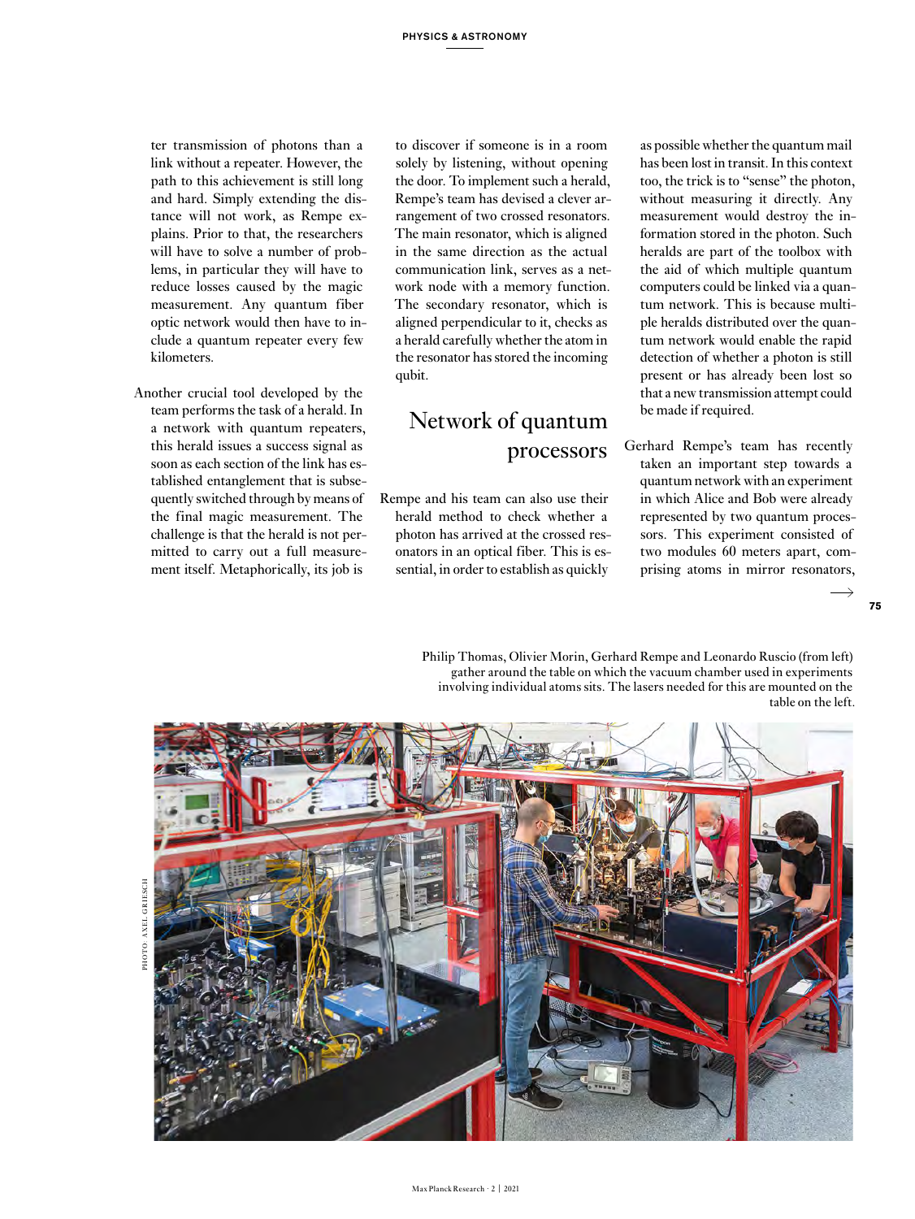ter transmission of photons than a link without a repeater. However, the path to this achievement is still long and hard. Simply extending the distance will not work, as Rempe explains. Prior to that, the researchers will have to solve a number of problems, in particular they will have to reduce losses caused by the magic measurement. Any quantum fiber optic network would then have to include a quantum repeater every few kilometers.

Another crucial tool developed by the team performs the task of a herald. In a network with quantum repeaters, this herald issues a success signal as soon as each section of the link has established entanglement that is subsequently switched through by means of the final magic measurement. The challenge is that the herald is not permitted to carry out a full measurement itself. Metaphorically, its job is to discover if someone is in a room solely by listening, without opening the door. To implement such a herald, Rempe's team has devised a clever arrangement of two crossed resonators. The main resonator, which is aligned in the same direction as the actual communication link, serves as a network node with a memory function. The secondary resonator, which is aligned perpendicular to it, checks as a herald carefully whether the atom in the resonator has stored the incoming qubit.

## Network of quantum processors

Rempe and his team can also use their herald method to check whether a photon has arrived at the crossed resonators in an optical fiber. This is essential, in order to establish as quickly as possible whether the quantum mail has been lost in transit. In this context too, the trick is to "sense" the photon, without measuring it directly. Any measurement would destroy the information stored in the photon. Such heralds are part of the toolbox with the aid of which multiple quantum computers could be linked via a quantum network. This is because multiple heralds distributed over the quantum network would enable the rapid detection of whether a photon is still present or has already been lost so that a new transmission attempt could be made if required.

Gerhard Rempe's team has recently taken an important step towards a quantum network with an experiment in which Alice and Bob were already represented by two quantum processors. This experiment consisted of two modules 60 meters apart, comprising atoms in mirror resonators, →

Philip Thomas, Olivier Morin, Gerhard Rempe and Leonardo Ruscio (from left) gather around the table on which the vacuum chamber used in experiments involving individual atoms sits. The lasers needed for this are mounted on the table on the left.

PHOTO: AXEL GRIESCH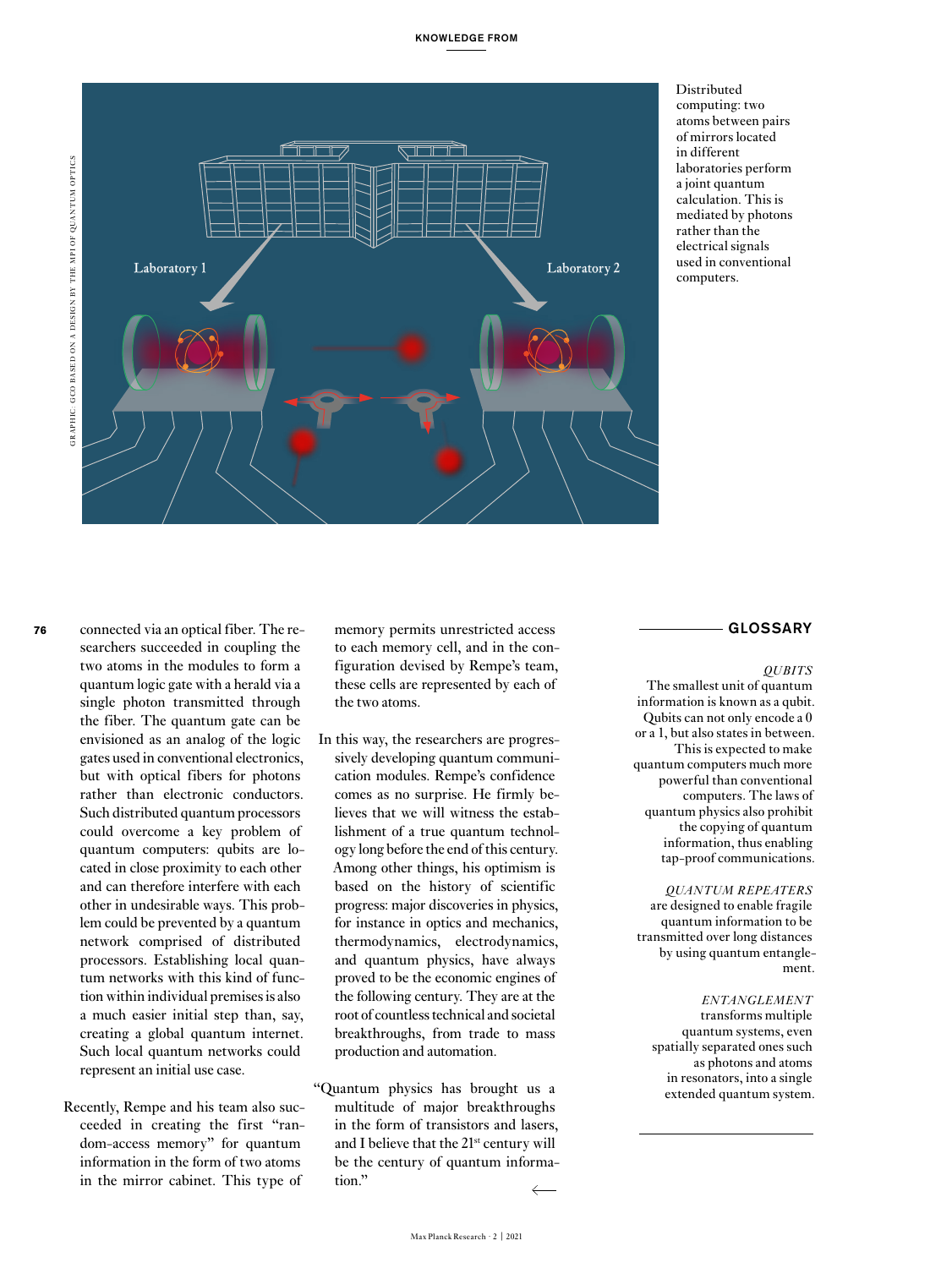Laboratory 1

Laboratory 2

GRAPHIC: GCO BASED ON A DESIGN BY THE MPI OF QUANTUM OPTICS

Distributed computing: two atoms between pairs of mirrors located in different laboratories perform a joint quantum calculation. This is mediated by photons rather than the electrical signals used in conventional computers.

connected via an optical fiber. The researchers succeeded in coupling the two atoms in the modules to form a quantum logic gate with a herald via a single photon transmitted through the fiber. The quantum gate can be envisioned as an analog of the logic gates used in conventional electronics, but with optical fibers for photons rather than electronic conductors. Such distributed quantum processors could overcome a key problem of quantum computers: qubits are located in close proximity to each other and can therefore interfere with each other in undesirable ways. This problem could be prevented by a quantum network comprised of distributed processors. Establishing local quantum networks with this kind of function within individual premises is also a much easier initial step than, say, creating a global quantum internet. Such local quantum networks could represent an initial use case.

Recently, Rempe and his team also succeeded in creating the first "random-access memory" for quantum information in the form of two atoms in the mirror cabinet. This type of memory permits unrestricted access to each memory cell, and in the configuration devised by Rempe's team, these cells are represented by each of the two atoms.

In this way, the researchers are progressively developing quantum communication modules. Rempe's confidence comes as no surprise. He firmly believes that we will witness the establishment of a true quantum technology long before the end of this century. Among other things, his optimism is based on the history of scientific progress: major discoveries in physics, for instance in optics and mechanics, thermodynamics, electrodynamics, and quantum physics, have always proved to be the economic engines of the following century. They are at the root of countless technical and societal breakthroughs, from trade to mass production and automation.

"Quantum physics has brought us a multitude of major breakthroughs in the form of transistors and lasers, and I believe that the 21st century will be the century of quantum information."

## GLOSSARY

*QUBITS*
The smallest unit of quantum information is known as a qubit. Qubits can not only encode a 0 or a 1, but also states in between. This is expected to make quantum computers much more powerful than conventional computers. The laws of quantum physics also prohibit the copying of quantum information, thus enabling tap-proof communications.

*QUANTUM REPEATERS*
are designed to enable fragile quantum information to be transmitted over long distances by using quantum entanglement.

*ENTANGLEMENT*
transforms multiple quantum systems, even spatially separated ones such as photons and atoms in resonators, into a single extended quantum system.